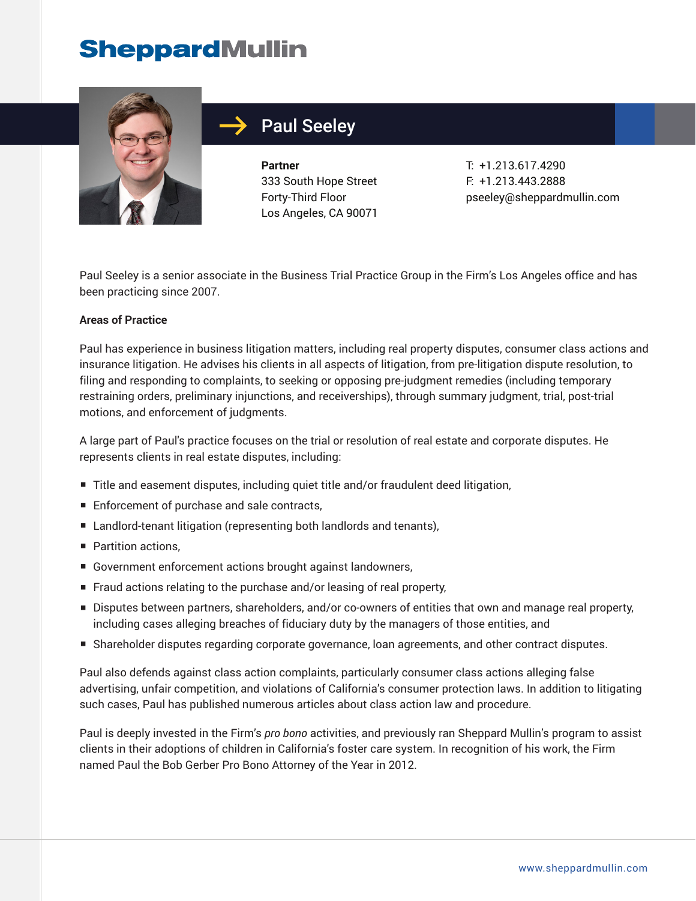# Paul Seeley

**Partner**
333 South Hope Street
Forty-Third Floor
Los Angeles, CA 90071

T: +1.213.617.4290
F: +1.213.443.2888
pseeley@sheppardmullin.com

Paul Seeley is a senior associate in the Business Trial Practice Group in the Firm's Los Angeles office and has been practicing since 2007.

**Areas of Practice**

Paul has experience in business litigation matters, including real property disputes, consumer class actions and insurance litigation. He advises his clients in all aspects of litigation, from pre-litigation dispute resolution, to filing and responding to complaints, to seeking or opposing pre-judgment remedies (including temporary restraining orders, preliminary injunctions, and receiverships), through summary judgment, trial, post-trial motions, and enforcement of judgments.

A large part of Paul's practice focuses on the trial or resolution of real estate and corporate disputes. He represents clients in real estate disputes, including:

- Title and easement disputes, including quiet title and/or fraudulent deed litigation,
- Enforcement of purchase and sale contracts,
- Landlord-tenant litigation (representing both landlords and tenants),
- Partition actions,
- Government enforcement actions brought against landowners,
- Fraud actions relating to the purchase and/or leasing of real property,
- Disputes between partners, shareholders, and/or co-owners of entities that own and manage real property, including cases alleging breaches of fiduciary duty by the managers of those entities, and
- Shareholder disputes regarding corporate governance, loan agreements, and other contract disputes.

Paul also defends against class action complaints, particularly consumer class actions alleging false advertising, unfair competition, and violations of California's consumer protection laws. In addition to litigating such cases, Paul has published numerous articles about class action law and procedure.

Paul is deeply invested in the Firm's *pro bono* activities, and previously ran Sheppard Mullin's program to assist clients in their adoptions of children in California's foster care system. In recognition of his work, the Firm named Paul the Bob Gerber Pro Bono Attorney of the Year in 2012.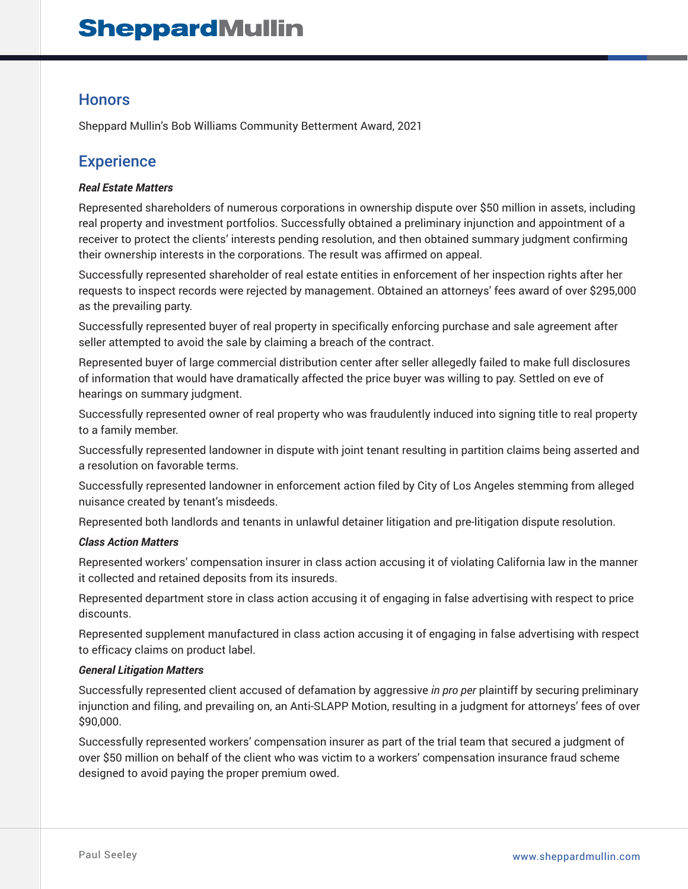## Honors

Sheppard Mullin's Bob Williams Community Betterment Award, 2021

## Experience

***Real Estate Matters***

Represented shareholders of numerous corporations in ownership dispute over $50 million in assets, including real property and investment portfolios. Successfully obtained a preliminary injunction and appointment of a receiver to protect the clients' interests pending resolution, and then obtained summary judgment confirming their ownership interests in the corporations. The result was affirmed on appeal.

Successfully represented shareholder of real estate entities in enforcement of her inspection rights after her requests to inspect records were rejected by management. Obtained an attorneys' fees award of over $295,000 as the prevailing party.

Successfully represented buyer of real property in specifically enforcing purchase and sale agreement after seller attempted to avoid the sale by claiming a breach of the contract.

Represented buyer of large commercial distribution center after seller allegedly failed to make full disclosures of information that would have dramatically affected the price buyer was willing to pay. Settled on eve of hearings on summary judgment.

Successfully represented owner of real property who was fraudulently induced into signing title to real property to a family member.

Successfully represented landowner in dispute with joint tenant resulting in partition claims being asserted and a resolution on favorable terms.

Successfully represented landowner in enforcement action filed by City of Los Angeles stemming from alleged nuisance created by tenant's misdeeds.

Represented both landlords and tenants in unlawful detainer litigation and pre-litigation dispute resolution.

***Class Action Matters***

Represented workers' compensation insurer in class action accusing it of violating California law in the manner it collected and retained deposits from its insureds.

Represented department store in class action accusing it of engaging in false advertising with respect to price discounts.

Represented supplement manufactured in class action accusing it of engaging in false advertising with respect to efficacy claims on product label.

***General Litigation Matters***

Successfully represented client accused of defamation by aggressive *in pro per* plaintiff by securing preliminary injunction and filing, and prevailing on, an Anti-SLAPP Motion, resulting in a judgment for attorneys' fees of over $90,000.

Successfully represented workers' compensation insurer as part of the trial team that secured a judgment of over $50 million on behalf of the client who was victim to a workers' compensation insurance fraud scheme designed to avoid paying the proper premium owed.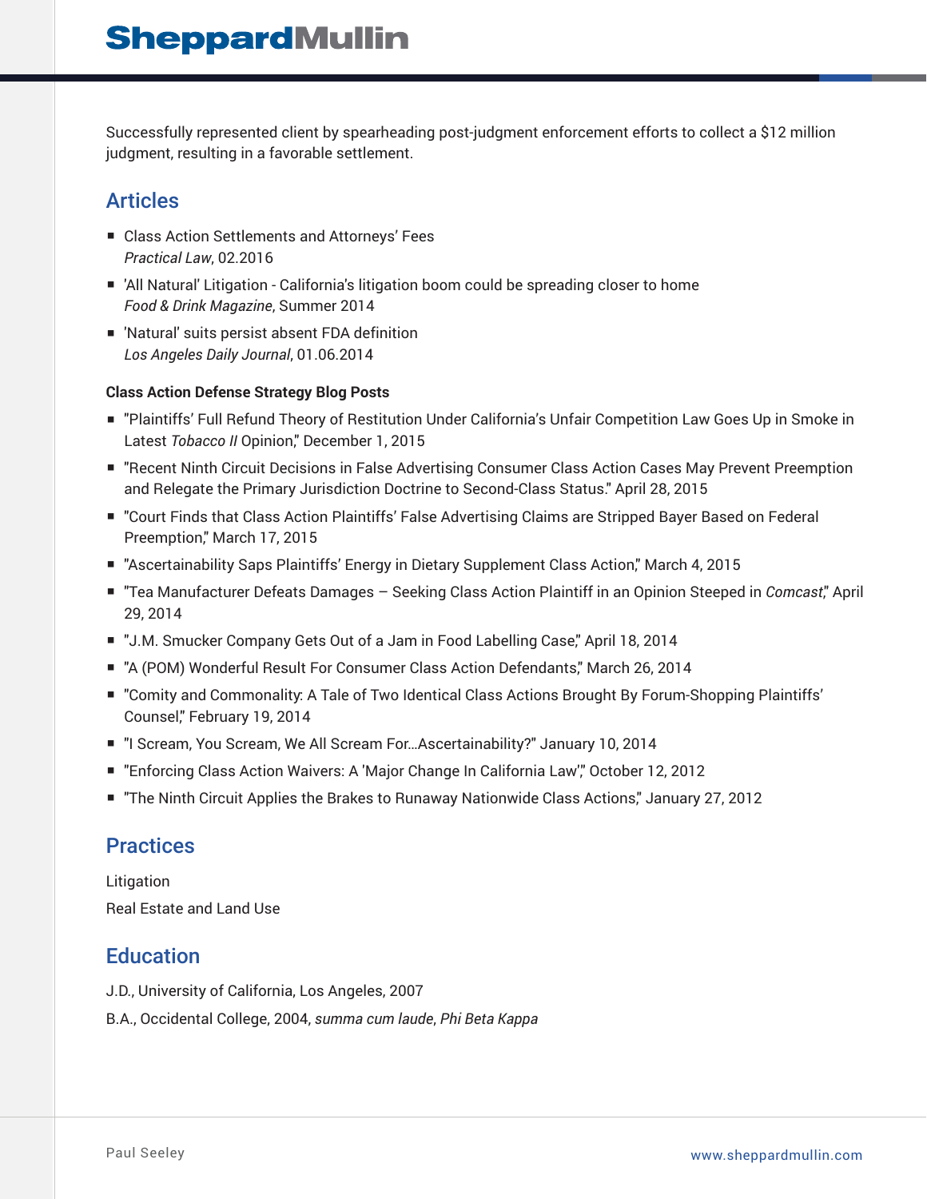Successfully represented client by spearheading post-judgment enforcement efforts to collect a $12 million judgment, resulting in a favorable settlement.

## Articles

- Class Action Settlements and Attorneys' Fees
  *Practical Law*, 02.2016
- 'All Natural' Litigation - California's litigation boom could be spreading closer to home
  *Food & Drink Magazine*, Summer 2014
- 'Natural' suits persist absent FDA definition
  *Los Angeles Daily Journal*, 01.06.2014

**Class Action Defense Strategy Blog Posts**

- "Plaintiffs' Full Refund Theory of Restitution Under California's Unfair Competition Law Goes Up in Smoke in Latest *Tobacco II* Opinion," December 1, 2015
- "Recent Ninth Circuit Decisions in False Advertising Consumer Class Action Cases May Prevent Preemption and Relegate the Primary Jurisdiction Doctrine to Second-Class Status." April 28, 2015
- "Court Finds that Class Action Plaintiffs' False Advertising Claims are Stripped Bayer Based on Federal Preemption," March 17, 2015
- "Ascertainability Saps Plaintiffs' Energy in Dietary Supplement Class Action," March 4, 2015
- "Tea Manufacturer Defeats Damages – Seeking Class Action Plaintiff in an Opinion Steeped in *Comcast*," April 29, 2014
- "J.M. Smucker Company Gets Out of a Jam in Food Labelling Case," April 18, 2014
- "A (POM) Wonderful Result For Consumer Class Action Defendants," March 26, 2014
- "Comity and Commonality: A Tale of Two Identical Class Actions Brought By Forum-Shopping Plaintiffs' Counsel," February 19, 2014
- "I Scream, You Scream, We All Scream For…Ascertainability?" January 10, 2014
- "Enforcing Class Action Waivers: A 'Major Change In California Law'," October 12, 2012
- "The Ninth Circuit Applies the Brakes to Runaway Nationwide Class Actions," January 27, 2012

## Practices

Litigation

Real Estate and Land Use

## Education

J.D., University of California, Los Angeles, 2007

B.A., Occidental College, 2004, *summa cum laude*, *Phi Beta Kappa*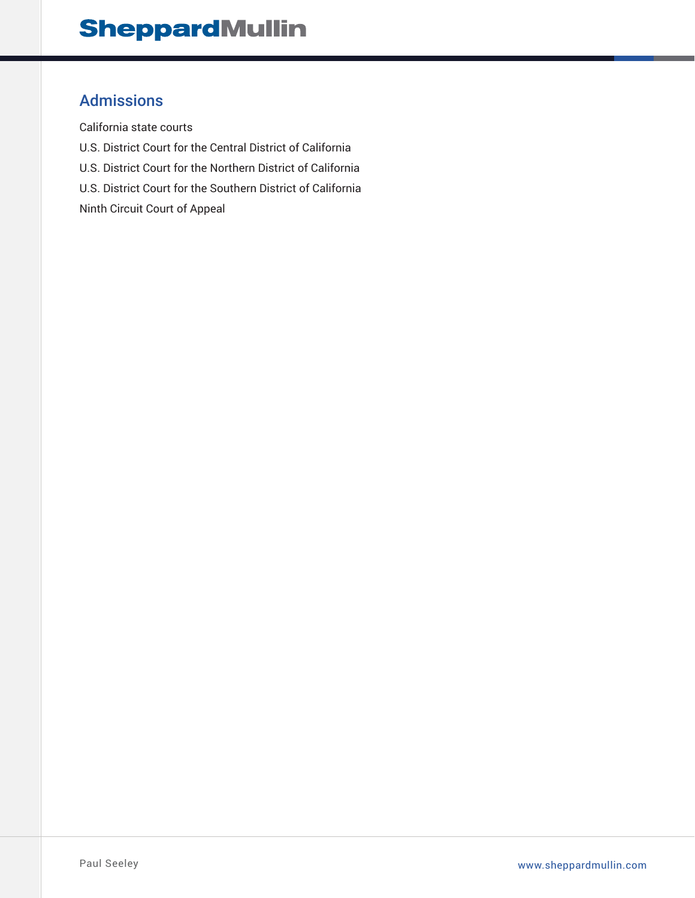## Admissions

California state courts

U.S. District Court for the Central District of California

U.S. District Court for the Northern District of California

U.S. District Court for the Southern District of California

Ninth Circuit Court of Appeal